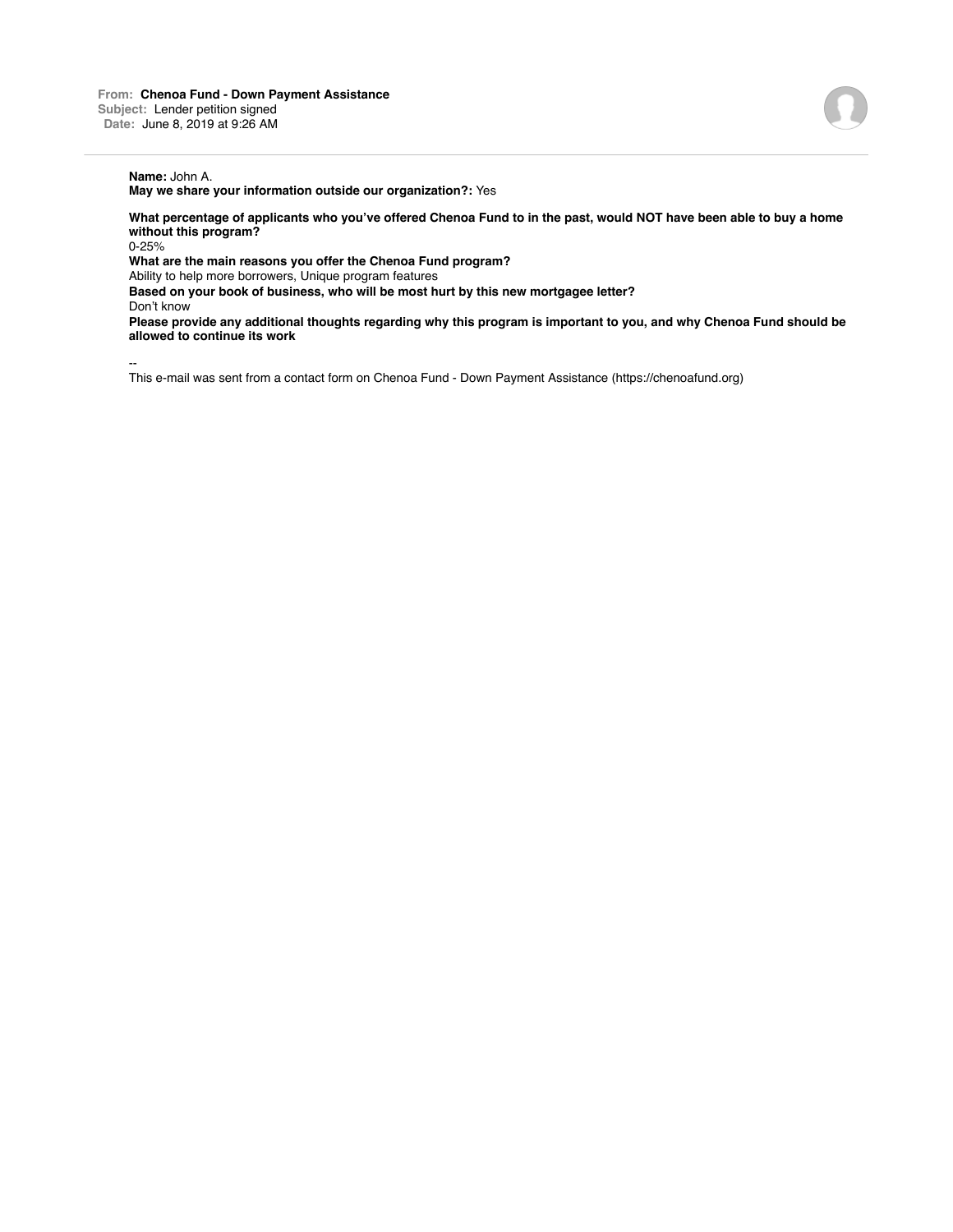**From:** Chenoa Fund - Down Payment Assistance
**Subject:** Lender petition signed
**Date:** June 8, 2019 at 9:26 AM

---

**Name:** John A.
**May we share your information outside our organization?:** Yes

**What percentage of applicants who you've offered Chenoa Fund to in the past, would NOT have been able to buy a home without this program?**
0-25%

**What are the main reasons you offer the Chenoa Fund program?**
Ability to help more borrowers, Unique program features

**Based on your book of business, who will be most hurt by this new mortgagee letter?**
Don't know

**Please provide any additional thoughts regarding why this program is important to you, and why Chenoa Fund should be allowed to continue its work**

--
This e-mail was sent from a contact form on Chenoa Fund - Down Payment Assistance (https://chenoafund.org)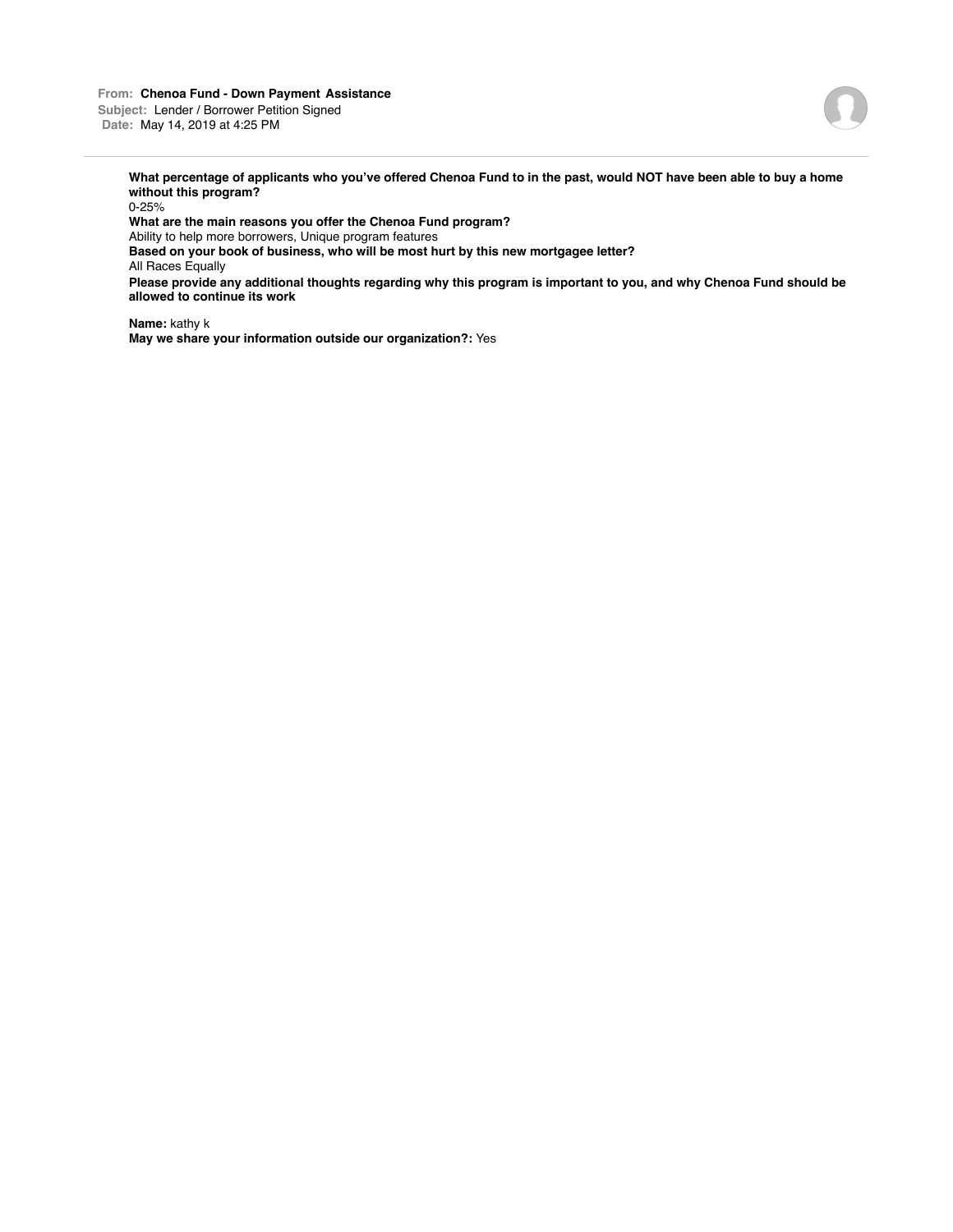**From:** **Chenoa Fund - Down Payment Assistance**
**Subject:** Lender / Borrower Petition Signed
**Date:** May 14, 2019 at 4:25 PM

---

**What percentage of applicants who you've offered Chenoa Fund to in the past, would NOT have been able to buy a home without this program?**
0-25%
**What are the main reasons you offer the Chenoa Fund program?**
Ability to help more borrowers, Unique program features
**Based on your book of business, who will be most hurt by this new mortgagee letter?**
All Races Equally
**Please provide any additional thoughts regarding why this program is important to you, and why Chenoa Fund should be allowed to continue its work**

**Name:** kathy k
**May we share your information outside our organization?:** Yes